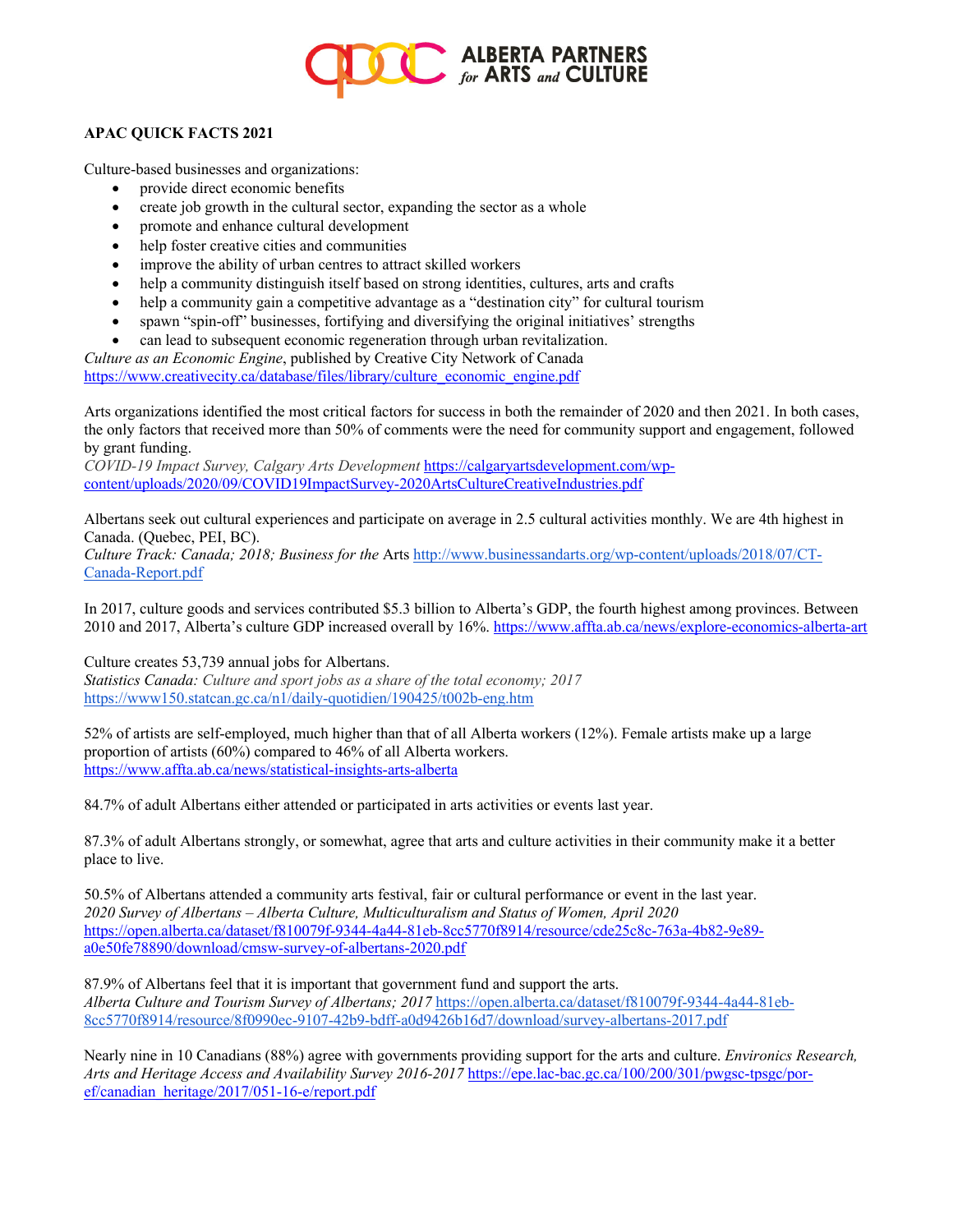ALBERTA PARTNERS for ARTS and CULTURE

**APAC QUICK FACTS 2021**

Culture-based businesses and organizations:

- provide direct economic benefits
- create job growth in the cultural sector, expanding the sector as a whole
- promote and enhance cultural development
- help foster creative cities and communities
- improve the ability of urban centres to attract skilled workers
- help a community distinguish itself based on strong identities, cultures, arts and crafts
- help a community gain a competitive advantage as a "destination city" for cultural tourism
- spawn "spin-off" businesses, fortifying and diversifying the original initiatives' strengths
- can lead to subsequent economic regeneration through urban revitalization.

*Culture as an Economic Engine*, published by Creative City Network of Canada
https://www.creativecity.ca/database/files/library/culture_economic_engine.pdf

Arts organizations identified the most critical factors for success in both the remainder of 2020 and then 2021. In both cases, the only factors that received more than 50% of comments were the need for community support and engagement, followed by grant funding.
*COVID-19 Impact Survey, Calgary Arts Development* https://calgaryartsdevelopment.com/wp-content/uploads/2020/09/COVID19ImpactSurvey-2020ArtsCultureCreativeIndustries.pdf

Albertans seek out cultural experiences and participate on average in 2.5 cultural activities monthly. We are 4th highest in Canada. (Quebec, PEI, BC).
*Culture Track: Canada; 2018; Business for the* Arts http://www.businessandarts.org/wp-content/uploads/2018/07/CT-Canada-Report.pdf

In 2017, culture goods and services contributed $5.3 billion to Alberta's GDP, the fourth highest among provinces. Between 2010 and 2017, Alberta's culture GDP increased overall by 16%. https://www.affta.ab.ca/news/explore-economics-alberta-art

Culture creates 53,739 annual jobs for Albertans.
*Statistics Canada: Culture and sport jobs as a share of the total economy; 2017*
https://www150.statcan.gc.ca/n1/daily-quotidien/190425/t002b-eng.htm

52% of artists are self-employed, much higher than that of all Alberta workers (12%). Female artists make up a large proportion of artists (60%) compared to 46% of all Alberta workers.
https://www.affta.ab.ca/news/statistical-insights-arts-alberta

84.7% of adult Albertans either attended or participated in arts activities or events last year.

87.3% of adult Albertans strongly, or somewhat, agree that arts and culture activities in their community make it a better place to live.

50.5% of Albertans attended a community arts festival, fair or cultural performance or event in the last year.
*2020 Survey of Albertans – Alberta Culture, Multiculturalism and Status of Women, April 2020*
https://open.alberta.ca/dataset/f810079f-9344-4a44-81eb-8cc5770f8914/resource/cde25c8c-763a-4b82-9e89-a0e50fe78890/download/cmsw-survey-of-albertans-2020.pdf

87.9% of Albertans feel that it is important that government fund and support the arts.
*Alberta Culture and Tourism Survey of Albertans; 2017* https://open.alberta.ca/dataset/f810079f-9344-4a44-81eb-8cc5770f8914/resource/8f0990ec-9107-42b9-bdff-a0d9426b16d7/download/survey-albertans-2017.pdf

Nearly nine in 10 Canadians (88%) agree with governments providing support for the arts and culture. *Environics Research, Arts and Heritage Access and Availability Survey 2016-2017* https://epe.lac-bac.gc.ca/100/200/301/pwgsc-tpsgc/por-ef/canadian_heritage/2017/051-16-e/report.pdf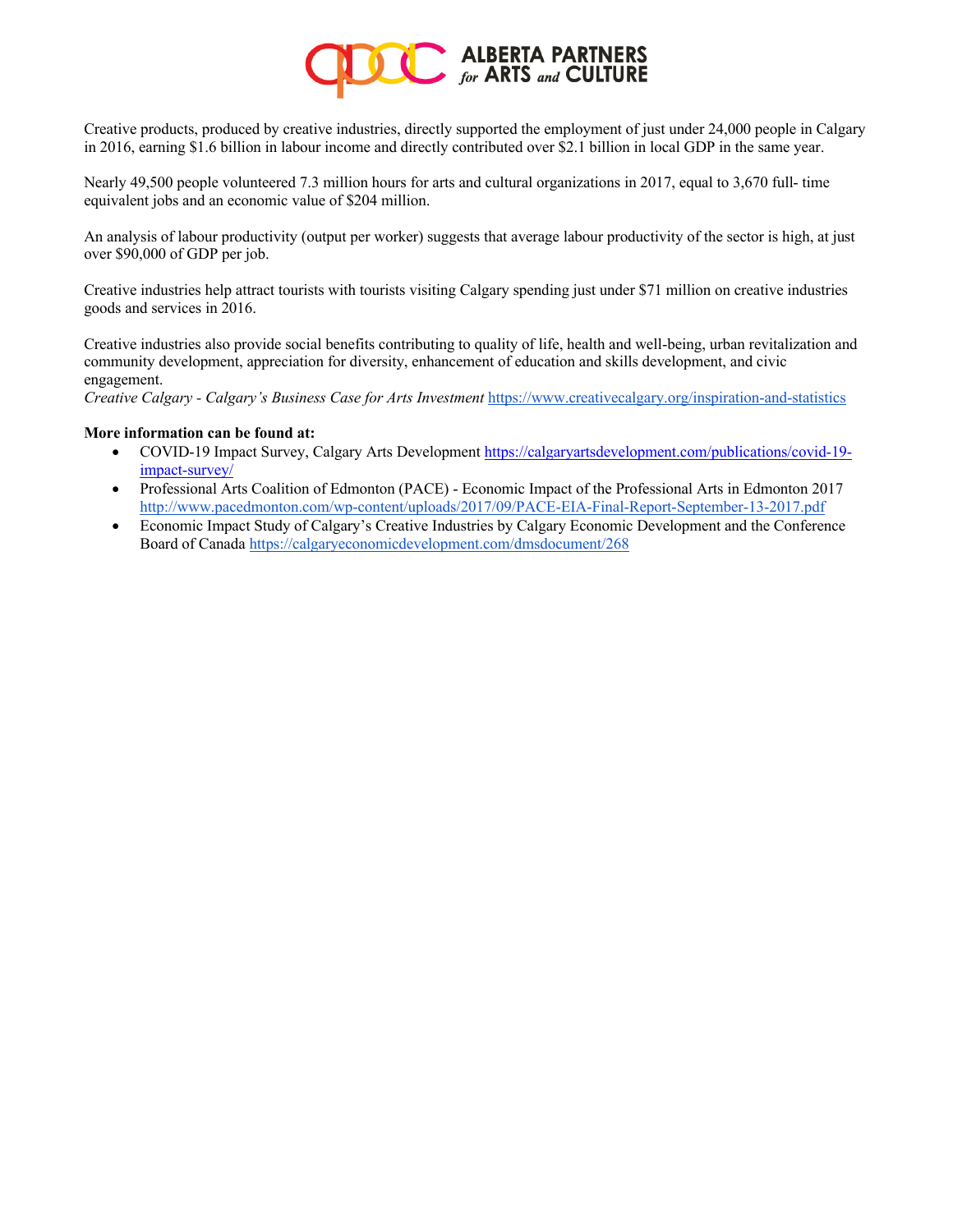Creative products, produced by creative industries, directly supported the employment of just under 24,000 people in Calgary in 2016, earning $1.6 billion in labour income and directly contributed over $2.1 billion in local GDP in the same year.

Nearly 49,500 people volunteered 7.3 million hours for arts and cultural organizations in 2017, equal to 3,670 full- time equivalent jobs and an economic value of $204 million.

An analysis of labour productivity (output per worker) suggests that average labour productivity of the sector is high, at just over $90,000 of GDP per job.

Creative industries help attract tourists with tourists visiting Calgary spending just under $71 million on creative industries goods and services in 2016.

Creative industries also provide social benefits contributing to quality of life, health and well-being, urban revitalization and community development, appreciation for diversity, enhancement of education and skills development, and civic engagement.
*Creative Calgary - Calgary's Business Case for Arts Investment* https://www.creativecalgary.org/inspiration-and-statistics

**More information can be found at:**

- COVID-19 Impact Survey, Calgary Arts Development https://calgaryartsdevelopment.com/publications/covid-19-impact-survey/
- Professional Arts Coalition of Edmonton (PACE) - Economic Impact of the Professional Arts in Edmonton 2017 http://www.pacedmonton.com/wp-content/uploads/2017/09/PACE-EIA-Final-Report-September-13-2017.pdf
- Economic Impact Study of Calgary's Creative Industries by Calgary Economic Development and the Conference Board of Canada https://calgaryeconomicdevelopment.com/dmsdocument/268